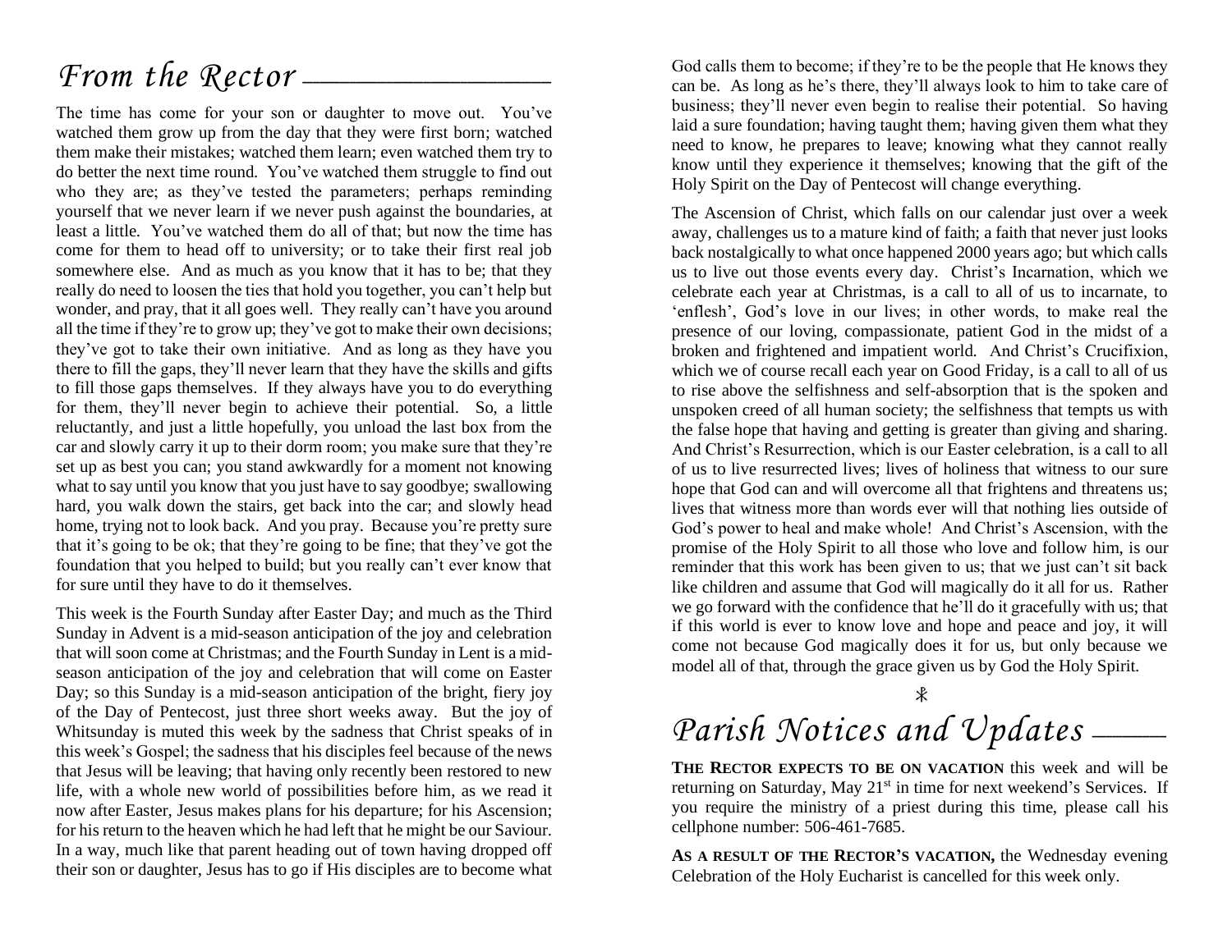# *From the Rector*

The time has come for your son or daughter to move out. You've watched them grow up from the day that they were first born; watched them make their mistakes; watched them learn; even watched them try to do better the next time round. You've watched them struggle to find out who they are; as they've tested the parameters; perhaps reminding yourself that we never learn if we never push against the boundaries, at least a little. You've watched them do all of that; but now the time has come for them to head off to university; or to take their first real job somewhere else. And as much as you know that it has to be; that they really do need to loosen the ties that hold you together, you can't help but wonder, and pray, that it all goes well. They really can't have you around all the time if they're to grow up; they've got to make their own decisions; they've got to take their own initiative. And as long as they have you there to fill the gaps, they'll never learn that they have the skills and gifts to fill those gaps themselves. If they always have you to do everything for them, they'll never begin to achieve their potential. So, a little reluctantly, and just a little hopefully, you unload the last box from the car and slowly carry it up to their dorm room; you make sure that they're set up as best you can; you stand awkwardly for a moment not knowing what to say until you know that you just have to say goodbye; swallowing hard, you walk down the stairs, get back into the car; and slowly head home, trying not to look back. And you pray. Because you're pretty sure that it's going to be ok; that they're going to be fine; that they've got the foundation that you helped to build; but you really can't ever know that for sure until they have to do it themselves.

This week is the Fourth Sunday after Easter Day; and much as the Third Sunday in Advent is a mid-season anticipation of the joy and celebration that will soon come at Christmas; and the Fourth Sunday in Lent is a mid-season anticipation of the joy and celebration that will come on Easter Day; so this Sunday is a mid-season anticipation of the bright, fiery joy of the Day of Pentecost, just three short weeks away. But the joy of Whitsunday is muted this week by the sadness that Christ speaks of in this week's Gospel; the sadness that his disciples feel because of the news that Jesus will be leaving; that having only recently been restored to new life, with a whole new world of possibilities before him, as we read it now after Easter, Jesus makes plans for his departure; for his Ascension; for his return to the heaven which he had left that he might be our Saviour. In a way, much like that parent heading out of town having dropped off their son or daughter, Jesus has to go if His disciples are to become what God calls them to become; if they're to be the people that He knows they can be. As long as he's there, they'll always look to him to take care of business; they'll never even begin to realise their potential. So having laid a sure foundation; having taught them; having given them what they need to know, he prepares to leave; knowing what they cannot really know until they experience it themselves; knowing that the gift of the Holy Spirit on the Day of Pentecost will change everything.

The Ascension of Christ, which falls on our calendar just over a week away, challenges us to a mature kind of faith; a faith that never just looks back nostalgically to what once happened 2000 years ago; but which calls us to live out those events every day. Christ's Incarnation, which we celebrate each year at Christmas, is a call to all of us to incarnate, to 'enflesh', God's love in our lives; in other words, to make real the presence of our loving, compassionate, patient God in the midst of a broken and frightened and impatient world. And Christ's Crucifixion, which we of course recall each year on Good Friday, is a call to all of us to rise above the selfishness and self-absorption that is the spoken and unspoken creed of all human society; the selfishness that tempts us with the false hope that having and getting is greater than giving and sharing. And Christ's Resurrection, which is our Easter celebration, is a call to all of us to live resurrected lives; lives of holiness that witness to our sure hope that God can and will overcome all that frightens and threatens us; lives that witness more than words ever will that nothing lies outside of God's power to heal and make whole! And Christ's Ascension, with the promise of the Holy Spirit to all those who love and follow him, is our reminder that this work has been given to us; that we just can't sit back like children and assume that God will magically do it all for us. Rather we go forward with the confidence that he'll do it gracefully with us; that if this world is ever to know love and hope and peace and joy, it will come not because God magically does it for us, but only because we model all of that, through the grace given us by God the Holy Spirit.

☧

# *Parish Notices and Updates*

**THE RECTOR EXPECTS TO BE ON VACATION** this week and will be returning on Saturday, May 21st in time for next weekend's Services. If you require the ministry of a priest during this time, please call his cellphone number: 506-461-7685.

**AS A RESULT OF THE RECTOR'S VACATION,** the Wednesday evening Celebration of the Holy Eucharist is cancelled for this week only.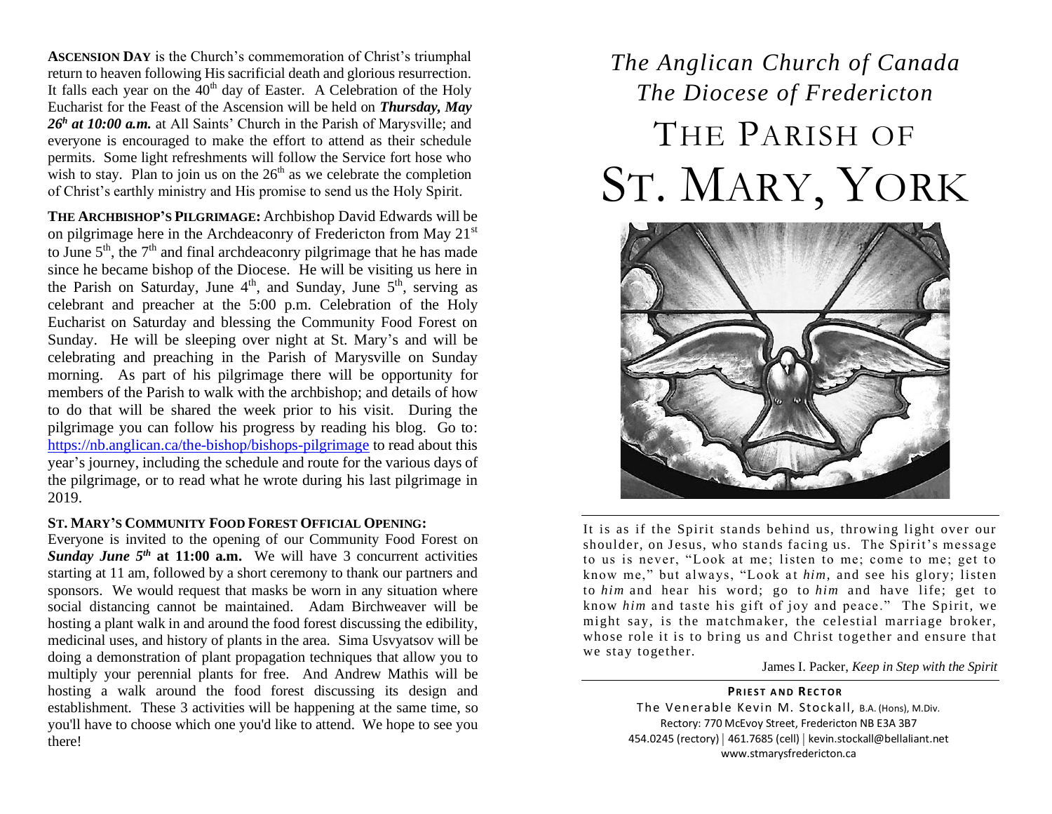**ASCENSION DAY** is the Church's commemoration of Christ's triumphal return to heaven following His sacrificial death and glorious resurrection. It falls each year on the 40th day of Easter. A Celebration of the Holy Eucharist for the Feast of the Ascension will be held on ***Thursday, May 26h at 10:00 a.m.*** at All Saints' Church in the Parish of Marysville; and everyone is encouraged to make the effort to attend as their schedule permits. Some light refreshments will follow the Service fort hose who wish to stay. Plan to join us on the 26th as we celebrate the completion of Christ's earthly ministry and His promise to send us the Holy Spirit.

**THE ARCHBISHOP'S PILGRIMAGE:** Archbishop David Edwards will be on pilgrimage here in the Archdeaconry of Fredericton from May 21st to June 5th, the 7th and final archdeaconry pilgrimage that he has made since he became bishop of the Diocese. He will be visiting us here in the Parish on Saturday, June 4th, and Sunday, June 5th, serving as celebrant and preacher at the 5:00 p.m. Celebration of the Holy Eucharist on Saturday and blessing the Community Food Forest on Sunday. He will be sleeping over night at St. Mary's and will be celebrating and preaching in the Parish of Marysville on Sunday morning. As part of his pilgrimage there will be opportunity for members of the Parish to walk with the archbishop; and details of how to do that will be shared the week prior to his visit. During the pilgrimage you can follow his progress by reading his blog. Go to: https://nb.anglican.ca/the-bishop/bishops-pilgrimage to read about this year's journey, including the schedule and route for the various days of the pilgrimage, or to read what he wrote during his last pilgrimage in 2019.

**ST. MARY'S COMMUNITY FOOD FOREST OFFICIAL OPENING:**
Everyone is invited to the opening of our Community Food Forest on ***Sunday June 5th* at 11:00 a.m.** We will have 3 concurrent activities starting at 11 am, followed by a short ceremony to thank our partners and sponsors. We would request that masks be worn in any situation where social distancing cannot be maintained. Adam Birchweaver will be hosting a plant walk in and around the food forest discussing the edibility, medicinal uses, and history of plants in the area. Sima Usvyatsov will be doing a demonstration of plant propagation techniques that allow you to multiply your perennial plants for free. And Andrew Mathis will be hosting a walk around the food forest discussing its design and establishment. These 3 activities will be happening at the same time, so you'll have to choose which one you'd like to attend. We hope to see you there!

*The Anglican Church of Canada*
*The Diocese of Fredericton*

# THE PARISH OF ST. MARY, YORK

It is as if the Spirit stands behind us, throwing light over our shoulder, on Jesus, who stands facing us. The Spirit's message to us is never, "Look at me; listen to me; come to me; get to know me," but always, "Look at *him*, and see his glory; listen to *him* and hear his word; go to *him* and have life; get to know *him* and taste his gift of joy and peace." The Spirit, we might say, is the matchmaker, the celestial marriage broker, whose role it is to bring us and Christ together and ensure that we stay together.

James I. Packer, *Keep in Step with the Spirit*

**PRIEST AND RECTOR**
The Venerable Kevin M. Stockall, B.A. (Hons), M.Div.
Rectory: 770 McEvoy Street, Fredericton NB E3A 3B7
454.0245 (rectory) | 461.7685 (cell) | kevin.stockall@bellaliant.net
www.stmarysfredericton.ca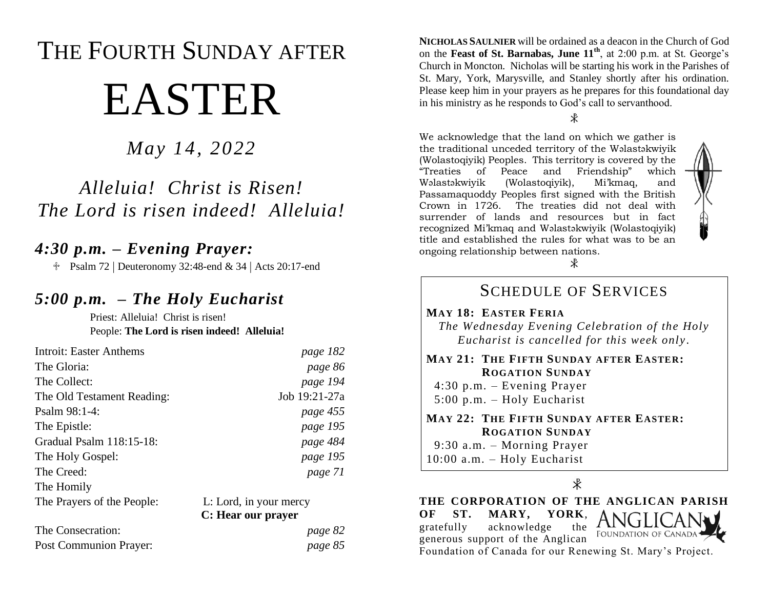# THE FOURTH SUNDAY AFTER

# EASTER

*May 14, 2022*

*Alleluia! Christ is Risen!*
*The Lord is risen indeed! Alleluia!*

## *4:30 p.m. – Evening Prayer:*

- Psalm 72 | Deuteronomy 32:48-end & 34 | Acts 20:17-end

## *5:00 p.m. – The Holy Eucharist*

Priest: Alleluia! Christ is risen!
People: **The Lord is risen indeed! Alleluia!**

| | |
|---|---|
| Introit: Easter Anthems | *page 182* |
| The Gloria: | *page 86* |
| The Collect: | *page 194* |
| The Old Testament Reading: | Job 19:21-27a |
| Psalm 98:1-4: | *page 455* |
| The Epistle: | *page 195* |
| Gradual Psalm 118:15-18: | *page 484* |
| The Holy Gospel: | *page 195* |
| The Creed: | *page 71* |
| The Homily | |
| The Prayers of the People: | L: Lord, in your mercy **C: Hear our prayer** |
| The Consecration: | *page 82* |
| Post Communion Prayer: | *page 85* |

**NICHOLAS SAULNIER** will be ordained as a deacon in the Church of God on the **Feast of St. Barnabas, June 11th**, at 2:00 p.m. at St. George's Church in Moncton. Nicholas will be starting his work in the Parishes of St. Mary, York, Marysville, and Stanley shortly after his ordination. Please keep him in your prayers as he prepares for this foundational day in his ministry as he responds to God's call to servanthood.

☧

We acknowledge that the land on which we gather is the traditional unceded territory of the Wəlastəkwiyik (Wolastoqiyik) Peoples. This territory is covered by the "Treaties of Peace and Friendship" which Wəlastəkwiyik (Wolastoqiyik), Mi'kmaq, and Passamaquoddy Peoples first signed with the British Crown in 1726. The treaties did not deal with surrender of lands and resources but in fact recognized Mi'kmaq and Wəlastəkwiyik (Wolastoqiyik) title and established the rules for what was to be an ongoing relationship between nations.

☧

## SCHEDULE OF SERVICES

**MAY 18: EASTER FERIA**

*The Wednesday Evening Celebration of the Holy Eucharist is cancelled for this week only.*

**MAY 21: THE FIFTH SUNDAY AFTER EASTER: ROGATION SUNDAY**

4:30 p.m. – Evening Prayer
5:00 p.m. – Holy Eucharist

**MAY 22: THE FIFTH SUNDAY AFTER EASTER: ROGATION SUNDAY**

9:30 a.m. – Morning Prayer
10:00 a.m. – Holy Eucharist

☧

**THE CORPORATION OF THE ANGLICAN PARISH OF ST. MARY, YORK**, gratefully acknowledge the generous support of the Anglican Foundation of Canada for our Renewing St. Mary's Project.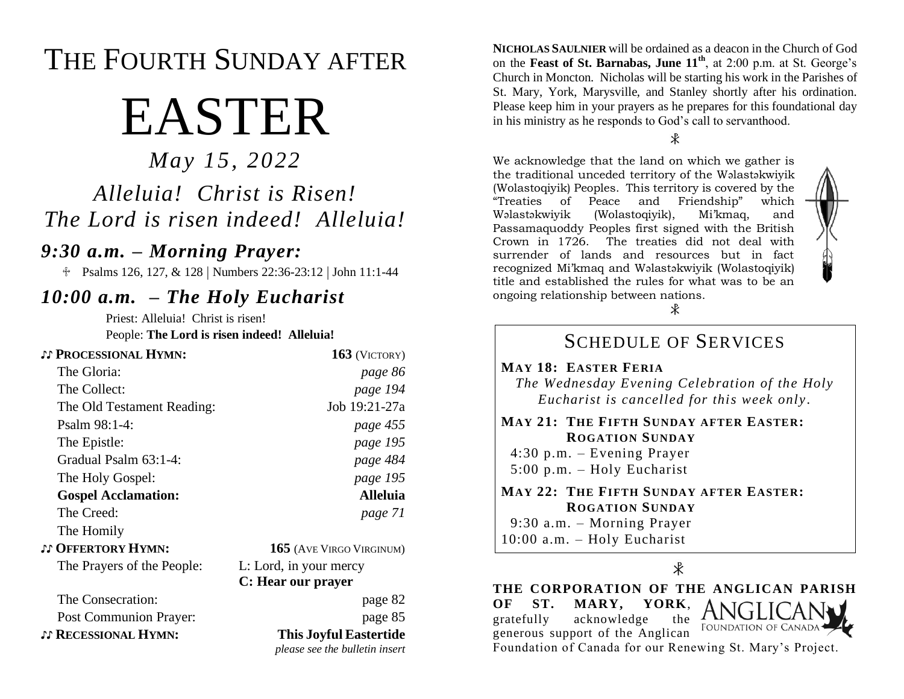# THE FOURTH SUNDAY AFTER

# EASTER

*May 15, 2022*

*Alleluia! Christ is Risen!*
*The Lord is risen indeed! Alleluia!*

### *9:30 a.m. – Morning Prayer:*

☩ Psalms 126, 127, & 128 | Numbers 22:36-23:12 | John 11:1-44

### *10:00 a.m. – The Holy Eucharist*

Priest: Alleluia! Christ is risen!
People: **The Lord is risen indeed! Alleluia!**

| | |
|---|---|
| ♫ **PROCESSIONAL HYMN:** | **163** (VICTORY) |
| The Gloria: | *page 86* |
| The Collect: | *page 194* |
| The Old Testament Reading: | Job 19:21-27a |
| Psalm 98:1-4: | *page 455* |
| The Epistle: | *page 195* |
| Gradual Psalm 63:1-4: | *page 484* |
| The Holy Gospel: | *page 195* |
| **Gospel Acclamation:** | **Alleluia** |
| The Creed: | *page 71* |
| The Homily | |
| ♫ **OFFERTORY HYMN:** | **165** (AVE VIRGO VIRGINUM) |
| The Prayers of the People: | L: Lord, in your mercy<br>**C: Hear our prayer** |
| The Consecration: | page 82 |
| Post Communion Prayer: | page 85 |
| ♫ **RECESSIONAL HYMN:** | **This Joyful Eastertide**<br>*please see the bulletin insert* |

**NICHOLAS SAULNIER** will be ordained as a deacon in the Church of God on the **Feast of St. Barnabas, June 11th**, at 2:00 p.m. at St. George's Church in Moncton. Nicholas will be starting his work in the Parishes of St. Mary, York, Marysville, and Stanley shortly after his ordination. Please keep him in your prayers as he prepares for this foundational day in his ministry as he responds to God's call to servanthood.

☧

We acknowledge that the land on which we gather is the traditional unceded territory of the Wəlastəkwiyik (Wolastoqiyik) Peoples. This territory is covered by the "Treaties of Peace and Friendship" which Wəlastəkwiyik (Wolastoqiyik), Mi'kmaq, and Passamaquoddy Peoples first signed with the British Crown in 1726. The treaties did not deal with surrender of lands and resources but in fact recognized Mi'kmaq and Wəlastəkwiyik (Wolastoqiyik) title and established the rules for what was to be an ongoing relationship between nations.

☧

## SCHEDULE OF SERVICES

**MAY 18: EASTER FERIA**
*The Wednesday Evening Celebration of the Holy Eucharist is cancelled for this week only.*

**MAY 21: THE FIFTH SUNDAY AFTER EASTER: ROGATION SUNDAY**
4:30 p.m. – Evening Prayer
5:00 p.m. – Holy Eucharist

**MAY 22: THE FIFTH SUNDAY AFTER EASTER: ROGATION SUNDAY**
9:30 a.m. – Morning Prayer
10:00 a.m. – Holy Eucharist

☧

**THE CORPORATION OF THE ANGLICAN PARISH OF ST. MARY, YORK**, gratefully acknowledge the generous support of the Anglican Foundation of Canada for our Renewing St. Mary's Project.